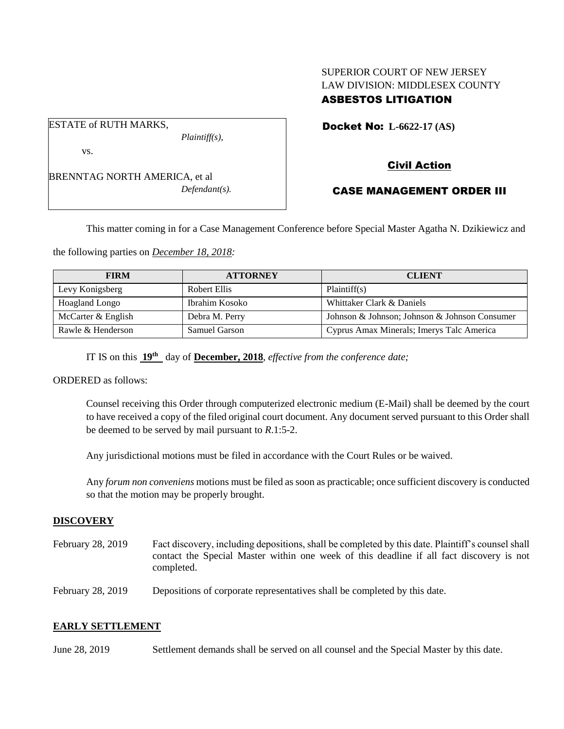SUPERIOR COURT OF NEW JERSEY
LAW DIVISION: MIDDLESEX COUNTY
**ASBESTOS LITIGATION**

ESTATE of RUTH MARKS,
*Plaintiff(s),*

vs.

BRENNTAG NORTH AMERICA, et al
*Defendant(s).*

**Docket No: L-6622-17 (AS)**

**Civil Action**

**CASE MANAGEMENT ORDER III**

This matter coming in for a Case Management Conference before Special Master Agatha N. Dzikiewicz and the following parties on *December 18, 2018:*

| FIRM | ATTORNEY | CLIENT |
|---|---|---|
| Levy Konigsberg | Robert Ellis | Plaintiff(s) |
| Hoagland Longo | Ibrahim Kosoko | Whittaker Clark & Daniels |
| McCarter & English | Debra M. Perry | Johnson & Johnson; Johnson & Johnson Consumer |
| Rawle & Henderson | Samuel Garson | Cyprus Amax Minerals; Imerys Talc America |

IT IS on this **19th** day of **December, 2018**, *effective from the conference date;*

ORDERED as follows:

Counsel receiving this Order through computerized electronic medium (E-Mail) shall be deemed by the court to have received a copy of the filed original court document. Any document served pursuant to this Order shall be deemed to be served by mail pursuant to *R*.1:5-2.

Any jurisdictional motions must be filed in accordance with the Court Rules or be waived.

Any *forum non conveniens* motions must be filed as soon as practicable; once sufficient discovery is conducted so that the motion may be properly brought.

## DISCOVERY

February 28, 2019 — Fact discovery, including depositions, shall be completed by this date. Plaintiff's counsel shall contact the Special Master within one week of this deadline if all fact discovery is not completed.

February 28, 2019 — Depositions of corporate representatives shall be completed by this date.

## EARLY SETTLEMENT

June 28, 2019 — Settlement demands shall be served on all counsel and the Special Master by this date.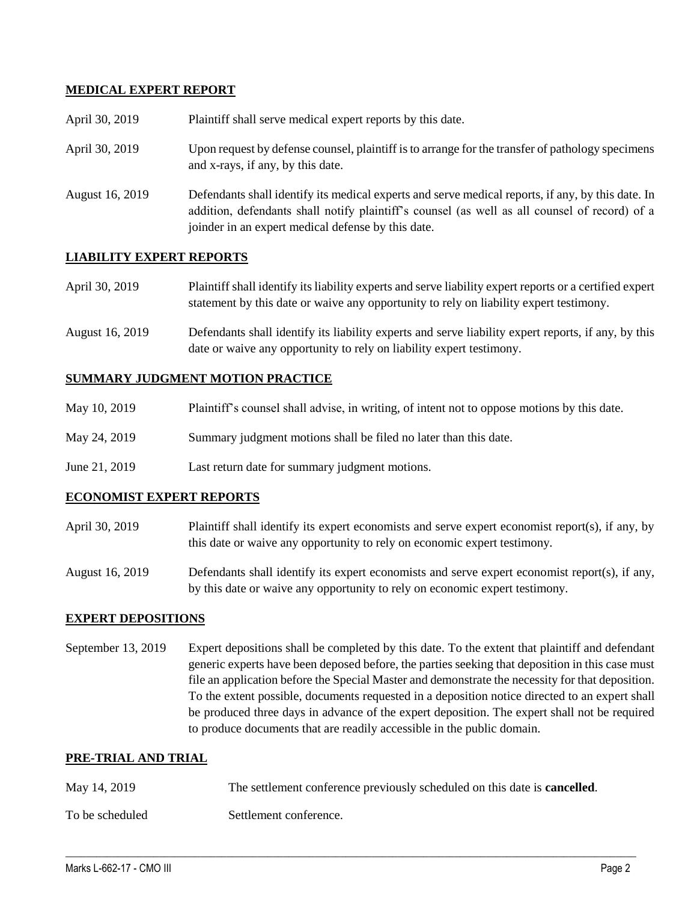## MEDICAL EXPERT REPORT

| | |
|---|---|
| April 30, 2019 | Plaintiff shall serve medical expert reports by this date. |
| April 30, 2019 | Upon request by defense counsel, plaintiff is to arrange for the transfer of pathology specimens and x-rays, if any, by this date. |
| August 16, 2019 | Defendants shall identify its medical experts and serve medical reports, if any, by this date. In addition, defendants shall notify plaintiff's counsel (as well as all counsel of record) of a joinder in an expert medical defense by this date. |

## LIABILITY EXPERT REPORTS

| | |
|---|---|
| April 30, 2019 | Plaintiff shall identify its liability experts and serve liability expert reports or a certified expert statement by this date or waive any opportunity to rely on liability expert testimony. |
| August 16, 2019 | Defendants shall identify its liability experts and serve liability expert reports, if any, by this date or waive any opportunity to rely on liability expert testimony. |

## SUMMARY JUDGMENT MOTION PRACTICE

| | |
|---|---|
| May 10, 2019 | Plaintiff's counsel shall advise, in writing, of intent not to oppose motions by this date. |
| May 24, 2019 | Summary judgment motions shall be filed no later than this date. |
| June 21, 2019 | Last return date for summary judgment motions. |

## ECONOMIST EXPERT REPORTS

| | |
|---|---|
| April 30, 2019 | Plaintiff shall identify its expert economists and serve expert economist report(s), if any, by this date or waive any opportunity to rely on economic expert testimony. |
| August 16, 2019 | Defendants shall identify its expert economists and serve expert economist report(s), if any, by this date or waive any opportunity to rely on economic expert testimony. |

## EXPERT DEPOSITIONS

| | |
|---|---|
| September 13, 2019 | Expert depositions shall be completed by this date. To the extent that plaintiff and defendant generic experts have been deposed before, the parties seeking that deposition in this case must file an application before the Special Master and demonstrate the necessity for that deposition. To the extent possible, documents requested in a deposition notice directed to an expert shall be produced three days in advance of the expert deposition. The expert shall not be required to produce documents that are readily accessible in the public domain. |

## PRE-TRIAL AND TRIAL

| | |
|---|---|
| May 14, 2019 | The settlement conference previously scheduled on this date is **cancelled**. |
| To be scheduled | Settlement conference. |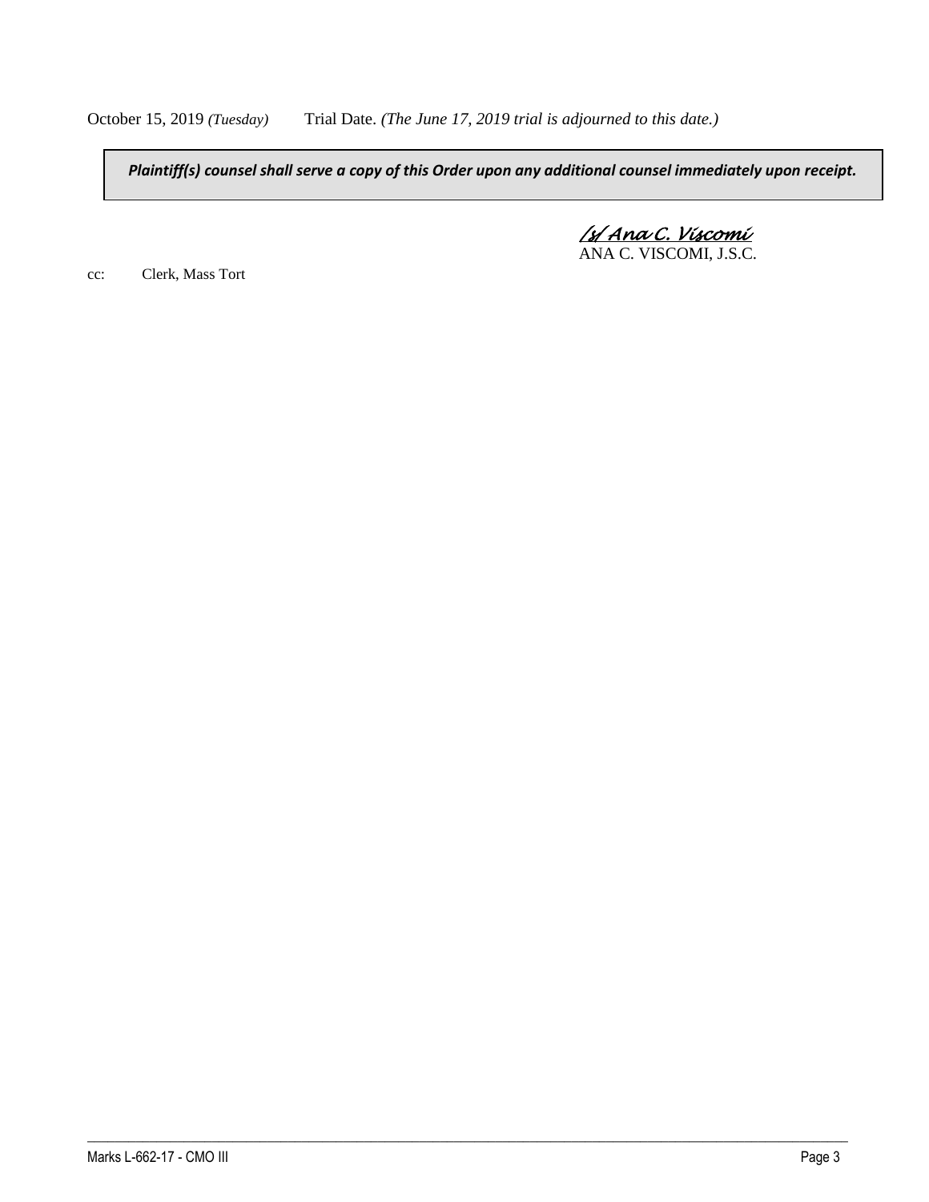October 15, 2019 *(Tuesday)* Trial Date. *(The June 17, 2019 trial is adjourned to this date.)*

***Plaintiff(s) counsel shall serve a copy of this Order upon any additional counsel immediately upon receipt.***

*/s/ Ana C. Viscomi*
ANA C. VISCOMI, J.S.C.

cc: Clerk, Mass Tort